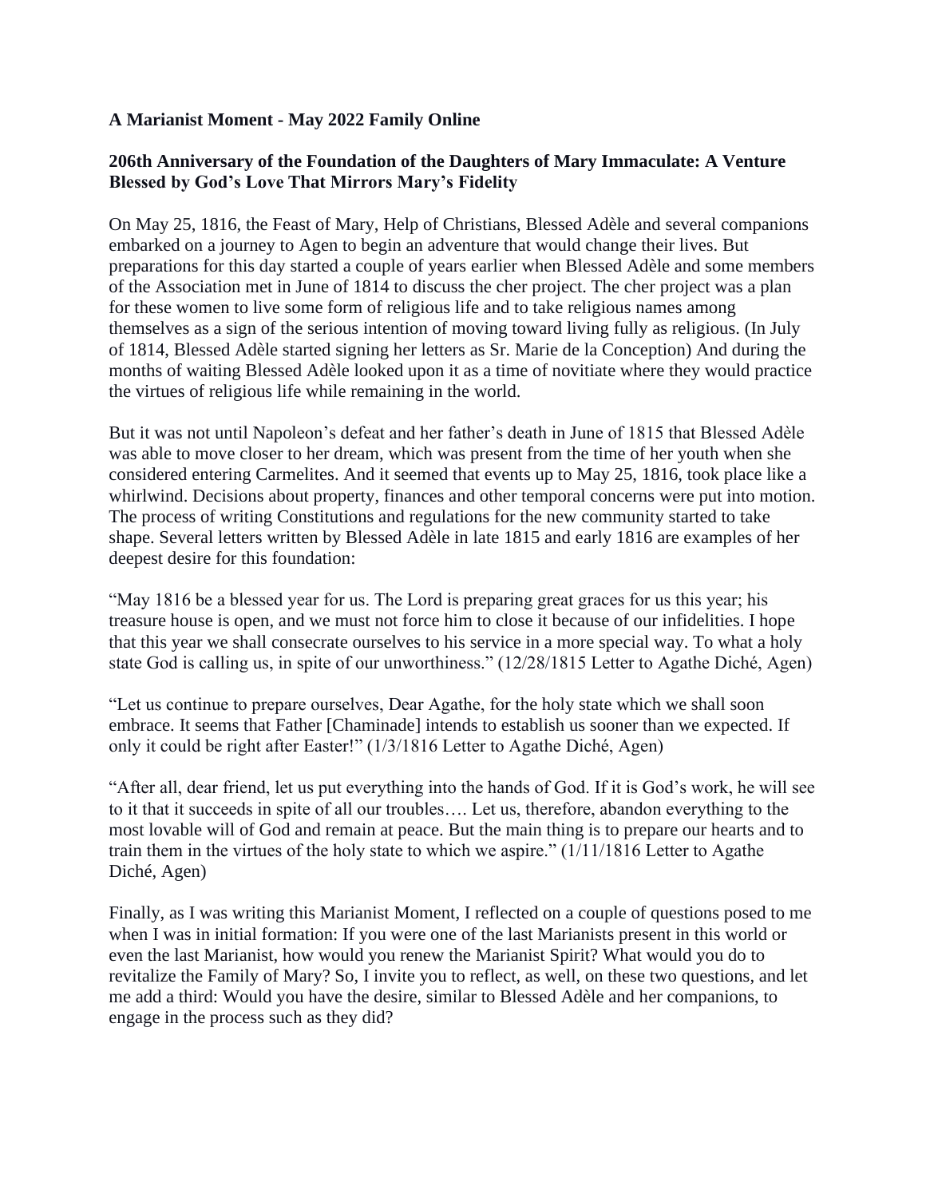**A Marianist Moment - May 2022 Family Online**

**206th Anniversary of the Foundation of the Daughters of Mary Immaculate: A Venture Blessed by God's Love That Mirrors Mary's Fidelity**

On May 25, 1816, the Feast of Mary, Help of Christians, Blessed Adèle and several companions embarked on a journey to Agen to begin an adventure that would change their lives. But preparations for this day started a couple of years earlier when Blessed Adèle and some members of the Association met in June of 1814 to discuss the cher project. The cher project was a plan for these women to live some form of religious life and to take religious names among themselves as a sign of the serious intention of moving toward living fully as religious. (In July of 1814, Blessed Adèle started signing her letters as Sr. Marie de la Conception) And during the months of waiting Blessed Adèle looked upon it as a time of novitiate where they would practice the virtues of religious life while remaining in the world.

But it was not until Napoleon's defeat and her father's death in June of 1815 that Blessed Adèle was able to move closer to her dream, which was present from the time of her youth when she considered entering Carmelites. And it seemed that events up to May 25, 1816, took place like a whirlwind. Decisions about property, finances and other temporal concerns were put into motion. The process of writing Constitutions and regulations for the new community started to take shape. Several letters written by Blessed Adèle in late 1815 and early 1816 are examples of her deepest desire for this foundation:

"May 1816 be a blessed year for us. The Lord is preparing great graces for us this year; his treasure house is open, and we must not force him to close it because of our infidelities. I hope that this year we shall consecrate ourselves to his service in a more special way. To what a holy state God is calling us, in spite of our unworthiness." (12/28/1815 Letter to Agathe Diché, Agen)

"Let us continue to prepare ourselves, Dear Agathe, for the holy state which we shall soon embrace. It seems that Father [Chaminade] intends to establish us sooner than we expected. If only it could be right after Easter!" (1/3/1816 Letter to Agathe Diché, Agen)

"After all, dear friend, let us put everything into the hands of God. If it is God's work, he will see to it that it succeeds in spite of all our troubles…. Let us, therefore, abandon everything to the most lovable will of God and remain at peace. But the main thing is to prepare our hearts and to train them in the virtues of the holy state to which we aspire." (1/11/1816 Letter to Agathe Diché, Agen)

Finally, as I was writing this Marianist Moment, I reflected on a couple of questions posed to me when I was in initial formation: If you were one of the last Marianists present in this world or even the last Marianist, how would you renew the Marianist Spirit? What would you do to revitalize the Family of Mary? So, I invite you to reflect, as well, on these two questions, and let me add a third: Would you have the desire, similar to Blessed Adèle and her companions, to engage in the process such as they did?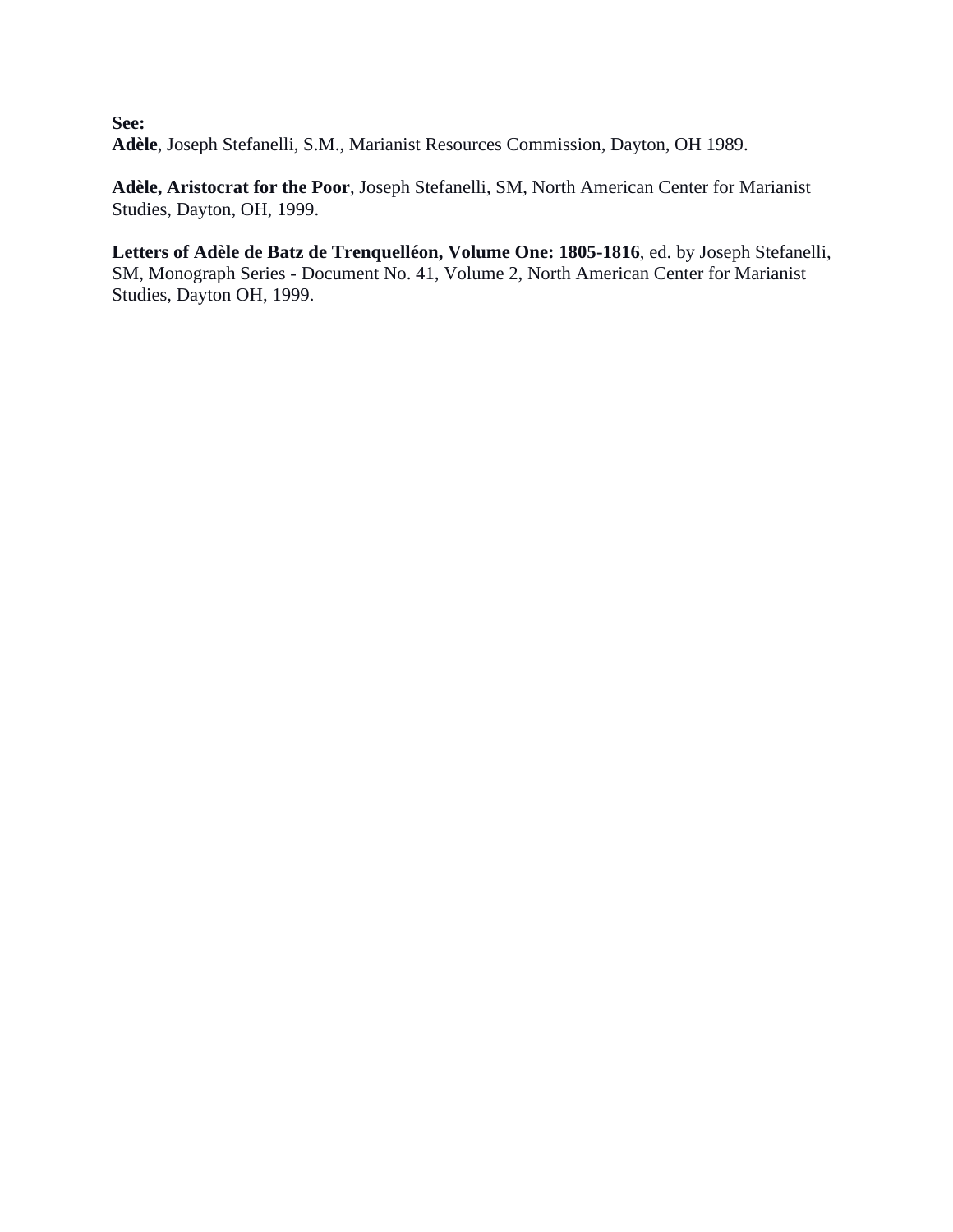**See:**
**Adèle**, Joseph Stefanelli, S.M., Marianist Resources Commission, Dayton, OH 1989.

**Adèle, Aristocrat for the Poor**, Joseph Stefanelli, SM, North American Center for Marianist Studies, Dayton, OH, 1999.

**Letters of Adèle de Batz de Trenquelléon, Volume One: 1805-1816**, ed. by Joseph Stefanelli, SM, Monograph Series - Document No. 41, Volume 2, North American Center for Marianist Studies, Dayton OH, 1999.